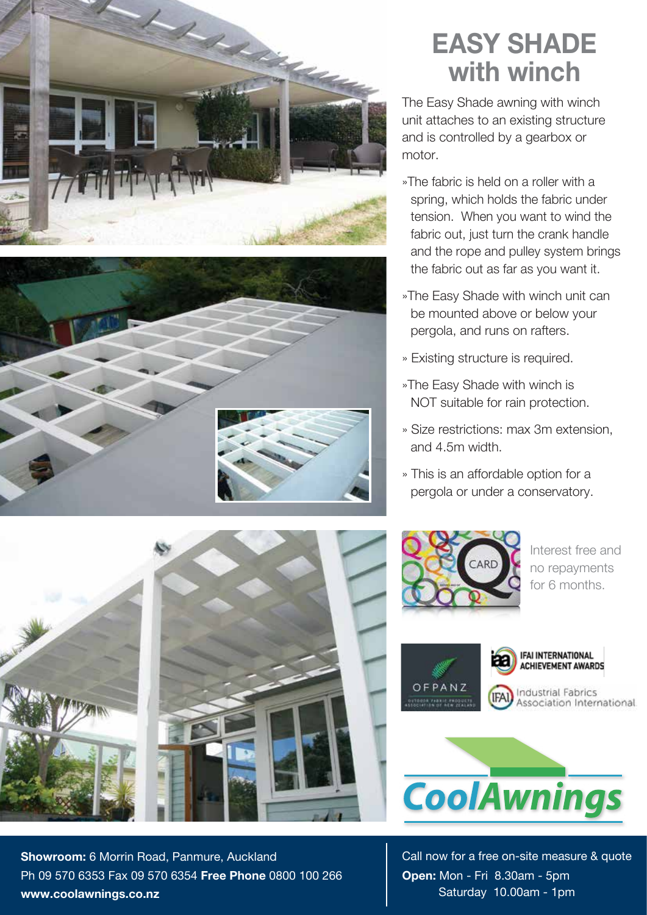# EASY SHADE with winch

The Easy Shade awning with winch unit attaches to an existing structure and is controlled by a gearbox or motor.

- The fabric is held on a roller with a spring, which holds the fabric under tension. When you want to wind the fabric out, just turn the crank handle and the rope and pulley system brings the fabric out as far as you want it.
- The Easy Shade with winch unit can be mounted above or below your pergola, and runs on rafters.
- Existing structure is required.
- The Easy Shade with winch is NOT suitable for rain protection.
- Size restrictions: max 3m extension, and 4.5m width.
- This is an affordable option for a pergola or under a conservatory.

Interest free and no repayments for 6 months.

OFPANZ

IFAI INTERNATIONAL ACHIEVEMENT AWARDS

Industrial Fabrics Association International

CoolAwnings

**Showroom:** 6 Morrin Road, Panmure, Auckland
Ph 09 570 6353 Fax 09 570 6354 **Free Phone** 0800 100 266
**www.coolawnings.co.nz**

Call now for a free on-site measure & quote
**Open:** Mon - Fri 8.30am - 5pm
Saturday 10.00am - 1pm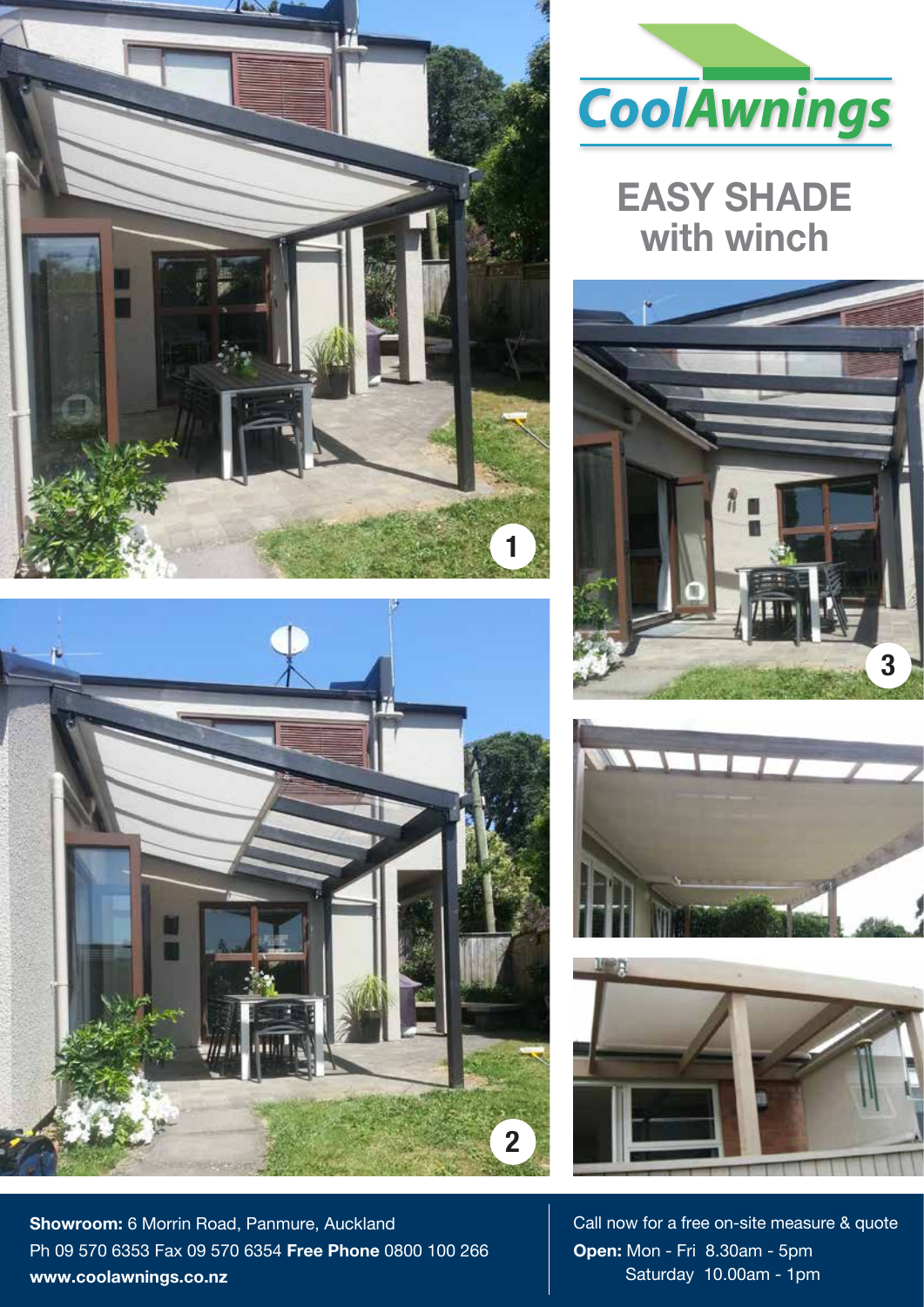CoolAwnings

# EASY SHADE
## with winch

1

2

3

**Showroom:** 6 Morrin Road, Panmure, Auckland
Ph 09 570 6353 Fax 09 570 6354 **Free Phone** 0800 100 266
**www.coolawnings.co.nz**

Call now for a free on-site measure & quote
**Open:** Mon - Fri 8.30am - 5pm
Saturday 10.00am - 1pm